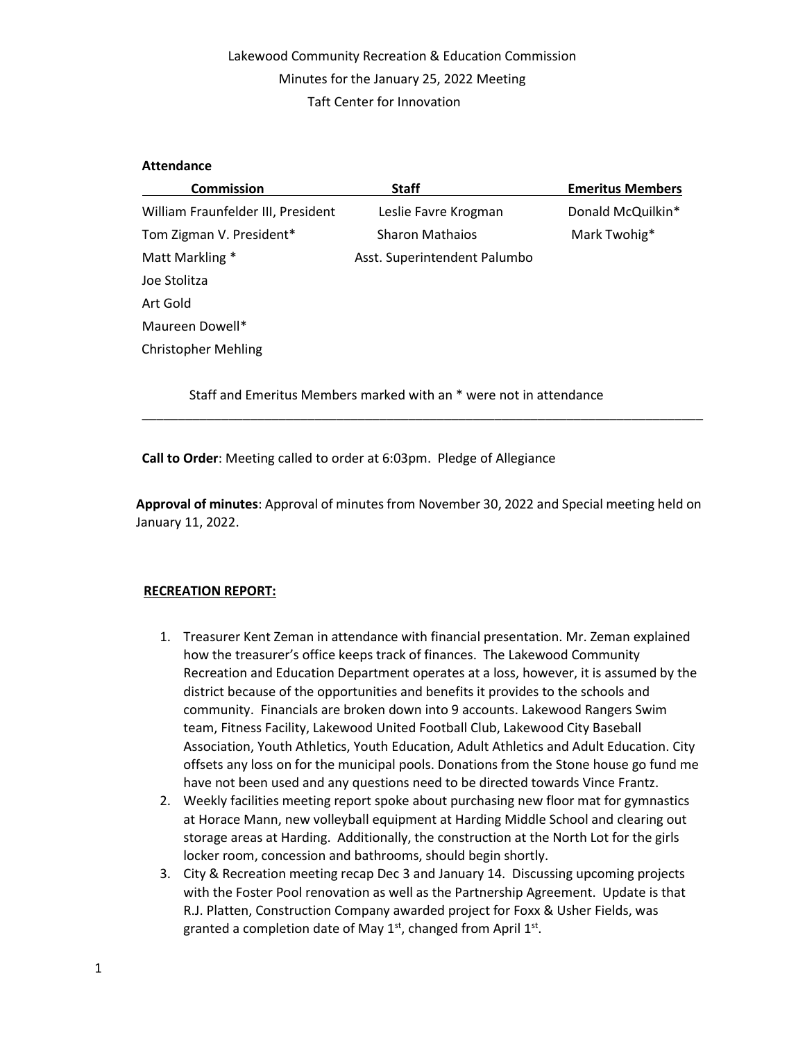Lakewood Community Recreation & Education Commission

Minutes for the January 25, 2022 Meeting

Taft Center for Innovation

**Attendance**

| Commission | Staff | Emeritus Members |
| --- | --- | --- |
| William Fraunfelder III, President | Leslie Favre Krogman | Donald McQuilkin* |
| Tom Zigman V. President* | Sharon Mathaios | Mark Twohig* |
| Matt Markling * | Asst. Superintendent Palumbo | |
| Joe Stolitza | | |
| Art Gold | | |
| Maureen Dowell* | | |
| Christopher Mehling | | |

Staff and Emeritus Members marked with an * were not in attendance

---

**Call to Order**: Meeting called to order at 6:03pm. Pledge of Allegiance

**Approval of minutes**: Approval of minutes from November 30, 2022 and Special meeting held on January 11, 2022.

## RECREATION REPORT:

1. Treasurer Kent Zeman in attendance with financial presentation. Mr. Zeman explained how the treasurer's office keeps track of finances. The Lakewood Community Recreation and Education Department operates at a loss, however, it is assumed by the district because of the opportunities and benefits it provides to the schools and community. Financials are broken down into 9 accounts. Lakewood Rangers Swim team, Fitness Facility, Lakewood United Football Club, Lakewood City Baseball Association, Youth Athletics, Youth Education, Adult Athletics and Adult Education. City offsets any loss on for the municipal pools. Donations from the Stone house go fund me have not been used and any questions need to be directed towards Vince Frantz.
2. Weekly facilities meeting report spoke about purchasing new floor mat for gymnastics at Horace Mann, new volleyball equipment at Harding Middle School and clearing out storage areas at Harding. Additionally, the construction at the North Lot for the girls locker room, concession and bathrooms, should begin shortly.
3. City & Recreation meeting recap Dec 3 and January 14. Discussing upcoming projects with the Foster Pool renovation as well as the Partnership Agreement. Update is that R.J. Platten, Construction Company awarded project for Foxx & Usher Fields, was granted a completion date of May 1st, changed from April 1st.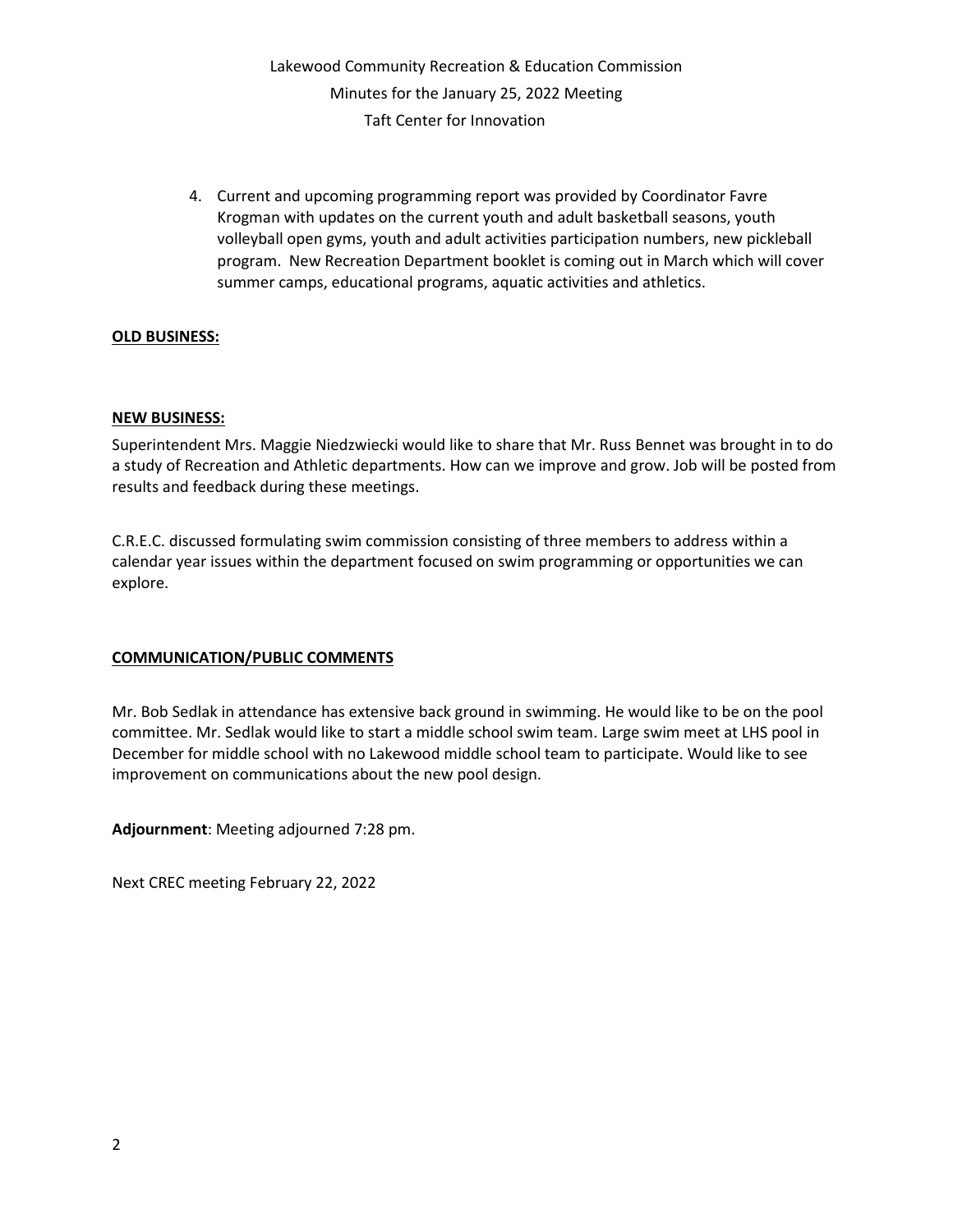4. Current and upcoming programming report was provided by Coordinator Favre Krogman with updates on the current youth and adult basketball seasons, youth volleyball open gyms, youth and adult activities participation numbers, new pickleball program. New Recreation Department booklet is coming out in March which will cover summer camps, educational programs, aquatic activities and athletics.

**OLD BUSINESS:**

**NEW BUSINESS:**

Superintendent Mrs. Maggie Niedzwiecki would like to share that Mr. Russ Bennet was brought in to do a study of Recreation and Athletic departments. How can we improve and grow. Job will be posted from results and feedback during these meetings.

C.R.E.C. discussed formulating swim commission consisting of three members to address within a calendar year issues within the department focused on swim programming or opportunities we can explore.

**COMMUNICATION/PUBLIC COMMENTS**

Mr. Bob Sedlak in attendance has extensive back ground in swimming. He would like to be on the pool committee. Mr. Sedlak would like to start a middle school swim team. Large swim meet at LHS pool in December for middle school with no Lakewood middle school team to participate. Would like to see improvement on communications about the new pool design.

**Adjournment**: Meeting adjourned 7:28 pm.

Next CREC meeting February 22, 2022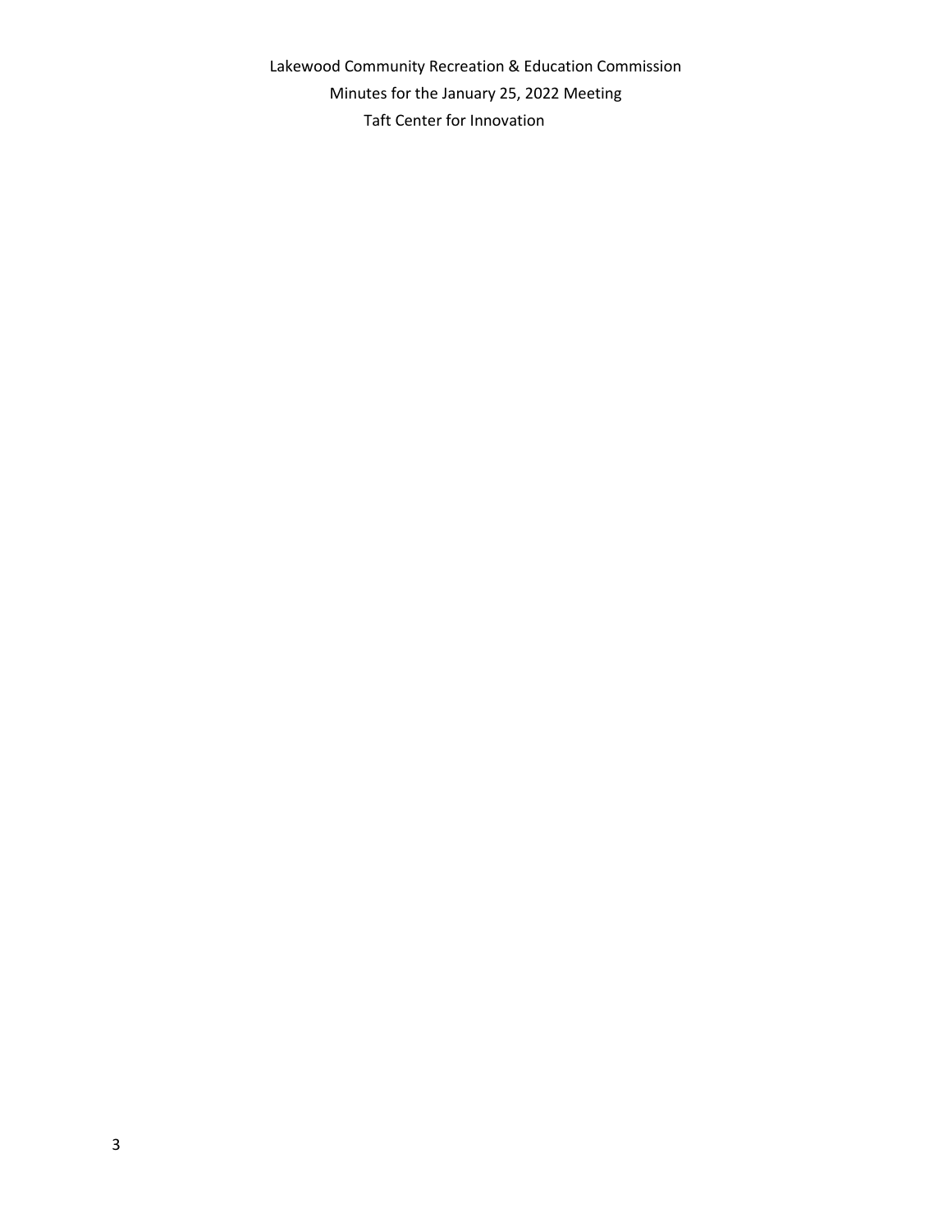Lakewood Community Recreation & Education Commission

Minutes for the January 25, 2022 Meeting

Taft Center for Innovation